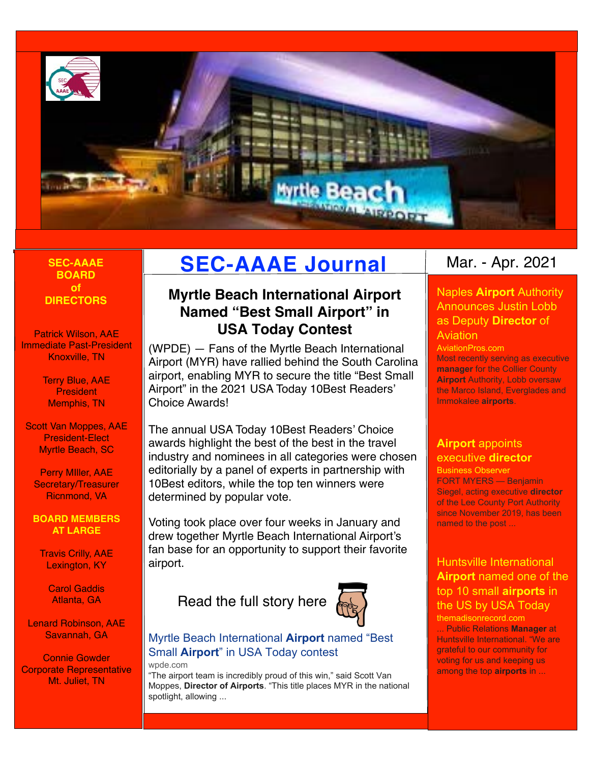# SEC-AAAE Journal

Mar. - Apr. 2021

## Myrtle Beach International Airport Named "Best Small Airport" in USA Today Contest

(WPDE) — Fans of the Myrtle Beach International Airport (MYR) have rallied behind the South Carolina airport, enabling MYR to secure the title "Best Small Airport" in the 2021 USA Today 10Best Readers' Choice Awards!

The annual USA Today 10Best Readers' Choice awards highlight the best of the best in the travel industry and nominees in all categories were chosen editorially by a panel of experts in partnership with 10Best editors, while the top ten winners were determined by popular vote.

Voting took place over four weeks in January and drew together Myrtle Beach International Airport's fan base for an opportunity to support their favorite airport.

Read the full story here

Myrtle Beach International **Airport** named "Best Small **Airport**" in USA Today contest

wpde.com

"The airport team is incredibly proud of this win," said Scott Van Moppes, **Director of Airports**. "This title places MYR in the national spotlight, allowing ...

**SEC-AAAE BOARD of DIRECTORS**

Patrick Wilson, AAE
Immediate Past-President
Knoxville, TN

Terry Blue, AAE
President
Memphis, TN

Scott Van Moppes, AAE
President-Elect
Myrtle Beach, SC

Perry MIller, AAE
Secretary/Treasurer
Ricnmond, VA

**BOARD MEMBERS AT LARGE**

Travis Crilly, AAE
Lexington, KY

Carol Gaddis
Atlanta, GA

Lenard Robinson, AAE
Savannah, GA

Connie Gowder
Corporate Representative
Mt. Juliet, TN

Naples **Airport** Authority Announces Justin Lobb as Deputy **Director** of Aviation

AviationPros.com

Most recently serving as executive **manager** for the Collier County **Airport** Authority, Lobb oversaw the Marco Island, Everglades and Immokalee **airports**.

**Airport** appoints executive **director**

Business Observer

FORT MYERS — Benjamin Siegel, acting executive **director** of the Lee County Port Authority since November 2019, has been named to the post ...

Huntsville International **Airport** named one of the top 10 small **airports** in the US by USA Today

themadisonrecord.com

... Public Relations **Manager** at Huntsville International. "We are grateful to our community for voting for us and keeping us among the top **airports** in ...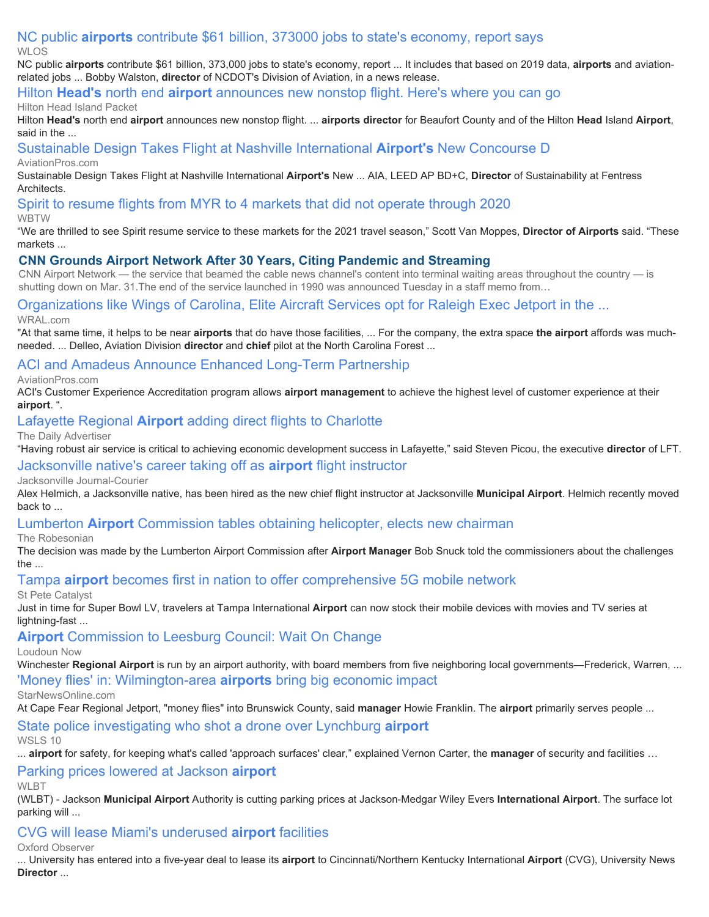NC public **airports** contribute $61 billion, 373000 jobs to state's economy, report says

WLOS

NC public **airports** contribute $61 billion, 373,000 jobs to state's economy, report ... It includes that based on 2019 data, **airports** and aviation-related jobs ... Bobby Walston, **director** of NCDOT's Division of Aviation, in a news release.

Hilton **Head's** north end **airport** announces new nonstop flight. Here's where you can go

Hilton Head Island Packet

Hilton **Head's** north end **airport** announces new nonstop flight. ... **airports director** for Beaufort County and of the Hilton **Head** Island **Airport**, said in the ...

Sustainable Design Takes Flight at Nashville International **Airport's** New Concourse D

AviationPros.com

Sustainable Design Takes Flight at Nashville International **Airport's** New ... AIA, LEED AP BD+C, **Director** of Sustainability at Fentress Architects.

Spirit to resume flights from MYR to 4 markets that did not operate through 2020

WBTW

“We are thrilled to see Spirit resume service to these markets for the 2021 travel season,” Scott Van Moppes, **Director of Airports** said. “These markets ...

**CNN Grounds Airport Network After 30 Years, Citing Pandemic and Streaming**

CNN Airport Network — the service that beamed the cable news channel's content into terminal waiting areas throughout the country — is shutting down on Mar. 31.The end of the service launched in 1990 was announced Tuesday in a staff memo from…

Organizations like Wings of Carolina, Elite Aircraft Services opt for Raleigh Exec Jetport in the ...

WRAL.com

"At that same time, it helps to be near **airports** that do have those facilities, ... For the company, the extra space **the airport** affords was much-needed. ... Delleo, Aviation Division **director** and **chief** pilot at the North Carolina Forest ...

ACI and Amadeus Announce Enhanced Long-Term Partnership

AviationPros.com

ACI's Customer Experience Accreditation program allows **airport management** to achieve the highest level of customer experience at their **airport**. “.

Lafayette Regional **Airport** adding direct flights to Charlotte

The Daily Advertiser

“Having robust air service is critical to achieving economic development success in Lafayette,” said Steven Picou, the executive **director** of LFT.

Jacksonville native's career taking off as **airport** flight instructor

Jacksonville Journal-Courier

Alex Helmich, a Jacksonville native, has been hired as the new chief flight instructor at Jacksonville **Municipal Airport**. Helmich recently moved back to ...

Lumberton **Airport** Commission tables obtaining helicopter, elects new chairman

The Robesonian

The decision was made by the Lumberton Airport Commission after **Airport Manager** Bob Snuck told the commissioners about the challenges the ...

Tampa **airport** becomes first in nation to offer comprehensive 5G mobile network

St Pete Catalyst

Just in time for Super Bowl LV, travelers at Tampa International **Airport** can now stock their mobile devices with movies and TV series at lightning-fast ...

**Airport** Commission to Leesburg Council: Wait On Change

Loudoun Now

Winchester **Regional Airport** is run by an airport authority, with board members from five neighboring local governments—Frederick, Warren, ...

'Money flies' in: Wilmington-area **airports** bring big economic impact

StarNewsOnline.com

At Cape Fear Regional Jetport, "money flies" into Brunswick County, said **manager** Howie Franklin. The **airport** primarily serves people ...

State police investigating who shot a drone over Lynchburg **airport**

WSLS 10

... **airport** for safety, for keeping what's called 'approach surfaces' clear,” explained Vernon Carter, the **manager** of security and facilities …

Parking prices lowered at Jackson **airport**

WLBT

(WLBT) - Jackson **Municipal Airport** Authority is cutting parking prices at Jackson-Medgar Wiley Evers **International Airport**. The surface lot parking will ...

CVG will lease Miami's underused **airport** facilities

Oxford Observer

... University has entered into a five-year deal to lease its **airport** to Cincinnati/Northern Kentucky International **Airport** (CVG), University News **Director** ...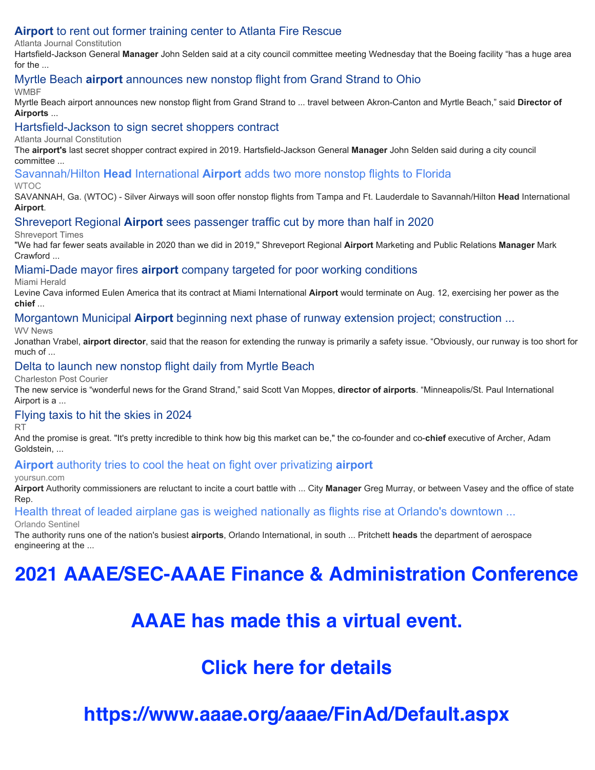### **Airport** to rent out former training center to Atlanta Fire Rescue

Atlanta Journal Constitution

Hartsfield-Jackson General **Manager** John Selden said at a city council committee meeting Wednesday that the Boeing facility "has a huge area for the ...

### Myrtle Beach **airport** announces new nonstop flight from Grand Strand to Ohio

WMBF

Myrtle Beach airport announces new nonstop flight from Grand Strand to ... travel between Akron-Canton and Myrtle Beach," said **Director of Airports** ...

### Hartsfield-Jackson to sign secret shoppers contract

Atlanta Journal Constitution

The **airport's** last secret shopper contract expired in 2019. Hartsfield-Jackson General **Manager** John Selden said during a city council committee ...

### Savannah/Hilton **Head** International **Airport** adds two more nonstop flights to Florida

WTOC

SAVANNAH, Ga. (WTOC) - Silver Airways will soon offer nonstop flights from Tampa and Ft. Lauderdale to Savannah/Hilton **Head** International **Airport**.

### Shreveport Regional **Airport** sees passenger traffic cut by more than half in 2020

Shreveport Times

"We had far fewer seats available in 2020 than we did in 2019," Shreveport Regional **Airport** Marketing and Public Relations **Manager** Mark Crawford ...

### Miami-Dade mayor fires **airport** company targeted for poor working conditions

Miami Herald

Levine Cava informed Eulen America that its contract at Miami International **Airport** would terminate on Aug. 12, exercising her power as the **chief** ...

### Morgantown Municipal **Airport** beginning next phase of runway extension project; construction ...

WV News

Jonathan Vrabel, **airport director**, said that the reason for extending the runway is primarily a safety issue. "Obviously, our runway is too short for much of ...

### Delta to launch new nonstop flight daily from Myrtle Beach

Charleston Post Courier

The new service is "wonderful news for the Grand Strand," said Scott Van Moppes, **director of airports**. "Minneapolis/St. Paul International Airport is a ...

### Flying taxis to hit the skies in 2024

RT

And the promise is great. "It's pretty incredible to think how big this market can be," the co-founder and co-**chief** executive of Archer, Adam Goldstein, ...

### **Airport** authority tries to cool the heat on fight over privatizing **airport**

yoursun.com

**Airport** Authority commissioners are reluctant to incite a court battle with ... City **Manager** Greg Murray, or between Vasey and the office of state Rep.

### Health threat of leaded airplane gas is weighed nationally as flights rise at Orlando's downtown ...

Orlando Sentinel

The authority runs one of the nation's busiest **airports**, Orlando International, in south ... Pritchett **heads** the department of aerospace engineering at the ...

# 2021 AAAE/SEC-AAAE Finance & Administration Conference

## AAAE has made this a virtual event.

## Click here for details

## https://www.aaae.org/aaae/FinAd/Default.aspx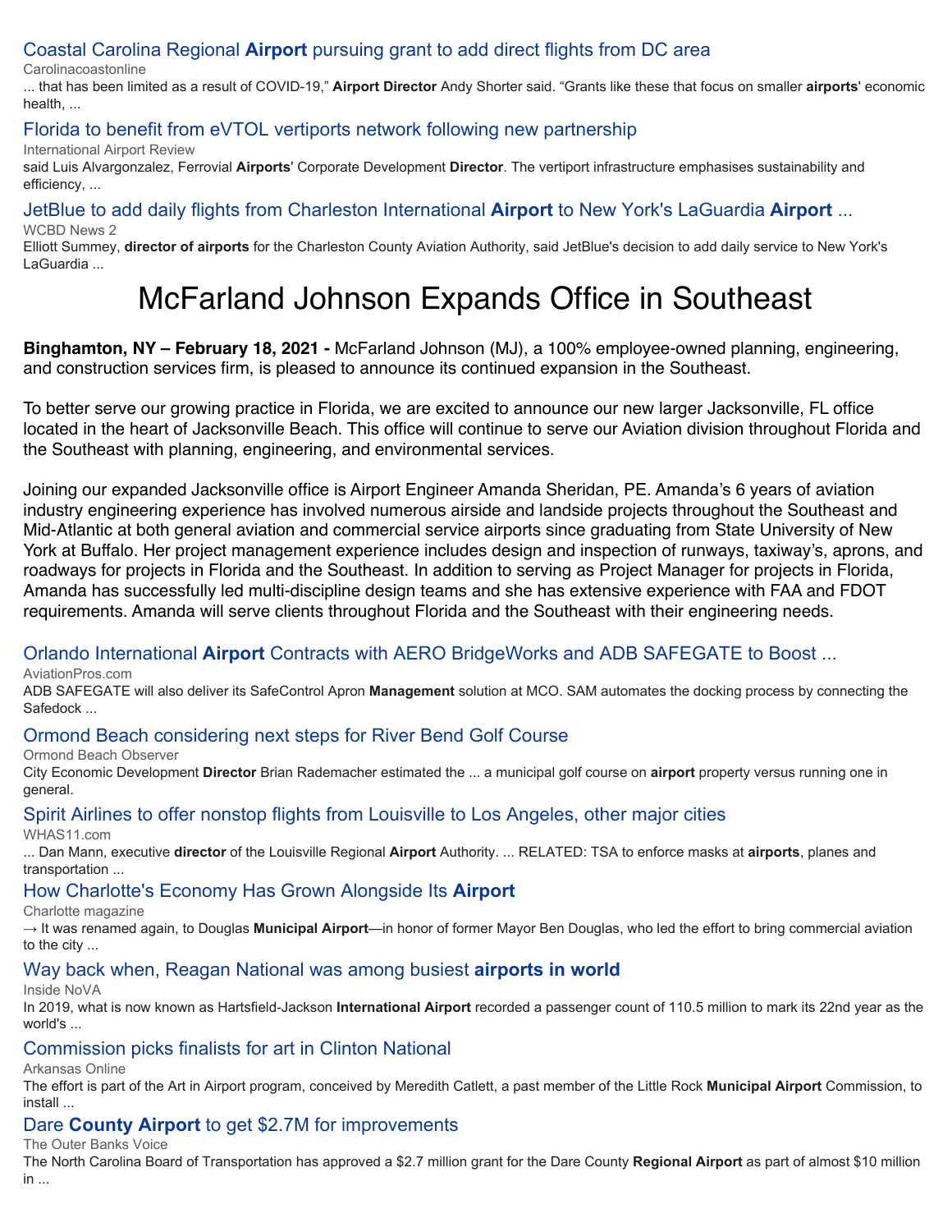### Coastal Carolina Regional **Airport** pursuing grant to add direct flights from DC area

Carolinacoastonline

... that has been limited as a result of COVID-19," **Airport Director** Andy Shorter said. "Grants like these that focus on smaller **airports**' economic health, ...

### Florida to benefit from eVTOL vertiports network following new partnership

International Airport Review

said Luis Alvargonzalez, Ferrovial **Airports**' Corporate Development **Director**. The vertiport infrastructure emphasises sustainability and efficiency, ...

### JetBlue to add daily flights from Charleston International **Airport** to New York's LaGuardia **Airport** ...

WCBD News 2

Elliott Summey, **director of airports** for the Charleston County Aviation Authority, said JetBlue's decision to add daily service to New York's LaGuardia ...

# McFarland Johnson Expands Office in Southeast

**Binghamton, NY – February 18, 2021 -** McFarland Johnson (MJ), a 100% employee-owned planning, engineering, and construction services firm, is pleased to announce its continued expansion in the Southeast.

To better serve our growing practice in Florida, we are excited to announce our new larger Jacksonville, FL office located in the heart of Jacksonville Beach. This office will continue to serve our Aviation division throughout Florida and the Southeast with planning, engineering, and environmental services.

Joining our expanded Jacksonville office is Airport Engineer Amanda Sheridan, PE. Amanda's 6 years of aviation industry engineering experience has involved numerous airside and landside projects throughout the Southeast and Mid-Atlantic at both general aviation and commercial service airports since graduating from State University of New York at Buffalo. Her project management experience includes design and inspection of runways, taxiway's, aprons, and roadways for projects in Florida and the Southeast. In addition to serving as Project Manager for projects in Florida, Amanda has successfully led multi-discipline design teams and she has extensive experience with FAA and FDOT requirements. Amanda will serve clients throughout Florida and the Southeast with their engineering needs.

### Orlando International **Airport** Contracts with AERO BridgeWorks and ADB SAFEGATE to Boost ...

AviationPros.com

ADB SAFEGATE will also deliver its SafeControl Apron **Management** solution at MCO. SAM automates the docking process by connecting the Safedock ...

### Ormond Beach considering next steps for River Bend Golf Course

Ormond Beach Observer

City Economic Development **Director** Brian Rademacher estimated the ... a municipal golf course on **airport** property versus running one in general.

### Spirit Airlines to offer nonstop flights from Louisville to Los Angeles, other major cities

WHAS11.com

... Dan Mann, executive **director** of the Louisville Regional **Airport** Authority. ... RELATED: TSA to enforce masks at **airports**, planes and transportation ...

### How Charlotte's Economy Has Grown Alongside Its **Airport**

Charlotte magazine

→ It was renamed again, to Douglas **Municipal Airport**—in honor of former Mayor Ben Douglas, who led the effort to bring commercial aviation to the city ...

### Way back when, Reagan National was among busiest **airports in world**

Inside NoVA

In 2019, what is now known as Hartsfield-Jackson **International Airport** recorded a passenger count of 110.5 million to mark its 22nd year as the world's ...

### Commission picks finalists for art in Clinton National

Arkansas Online

The effort is part of the Art in Airport program, conceived by Meredith Catlett, a past member of the Little Rock **Municipal Airport** Commission, to install ...

### Dare **County Airport** to get $2.7M for improvements

The Outer Banks Voice

The North Carolina Board of Transportation has approved a $2.7 million grant for the Dare County **Regional Airport** as part of almost $10 million in ...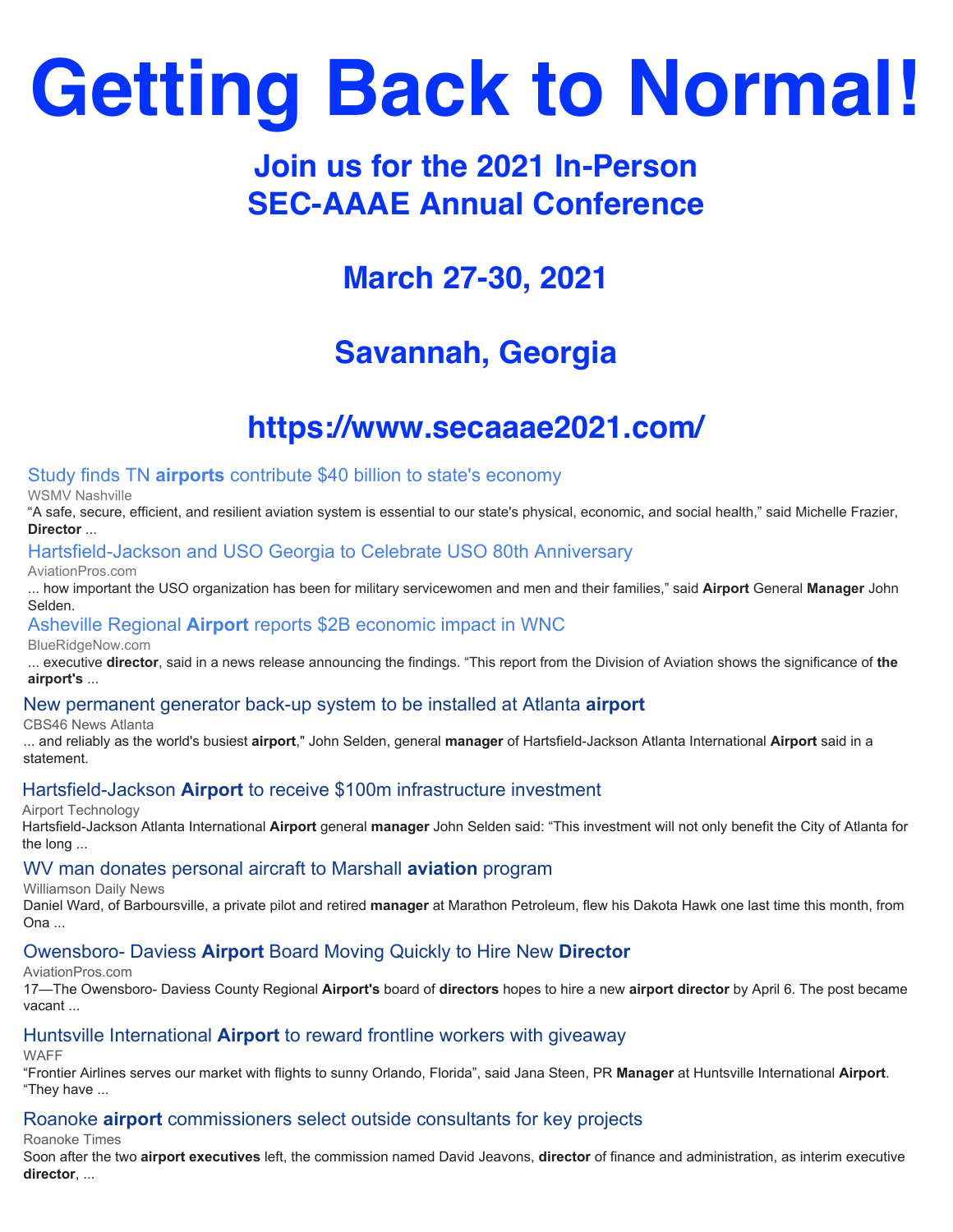# Getting Back to Normal!

## Join us for the 2021 In-Person SEC-AAAE Annual Conference

## March 27-30, 2021

## Savannah, Georgia

## https://www.secaaae2021.com/

Study finds TN **airports** contribute $40 billion to state's economy

WSMV Nashville

"A safe, secure, efficient, and resilient aviation system is essential to our state's physical, economic, and social health," said Michelle Frazier, **Director** ...

Hartsfield-Jackson and USO Georgia to Celebrate USO 80th Anniversary

AviationPros.com

... how important the USO organization has been for military servicewomen and men and their families," said **Airport** General **Manager** John Selden.

Asheville Regional **Airport** reports $2B economic impact in WNC

BlueRidgeNow.com

... executive **director**, said in a news release announcing the findings. "This report from the Division of Aviation shows the significance of **the airport's** ...

New permanent generator back-up system to be installed at Atlanta **airport**

CBS46 News Atlanta

... and reliably as the world's busiest **airport**," John Selden, general **manager** of Hartsfield-Jackson Atlanta International **Airport** said in a statement.

Hartsfield-Jackson **Airport** to receive $100m infrastructure investment

Airport Technology

Hartsfield-Jackson Atlanta International **Airport** general **manager** John Selden said: "This investment will not only benefit the City of Atlanta for the long ...

WV man donates personal aircraft to Marshall **aviation** program

Williamson Daily News

Daniel Ward, of Barboursville, a private pilot and retired **manager** at Marathon Petroleum, flew his Dakota Hawk one last time this month, from Ona ...

Owensboro- Daviess **Airport** Board Moving Quickly to Hire New **Director**

AviationPros.com

17—The Owensboro- Daviess County Regional **Airport's** board of **directors** hopes to hire a new **airport director** by April 6. The post became vacant ...

Huntsville International **Airport** to reward frontline workers with giveaway

WAFF

"Frontier Airlines serves our market with flights to sunny Orlando, Florida", said Jana Steen, PR **Manager** at Huntsville International **Airport**. "They have ...

Roanoke **airport** commissioners select outside consultants for key projects

Roanoke Times

Soon after the two **airport executives** left, the commission named David Jeavons, **director** of finance and administration, as interim executive **director**, ...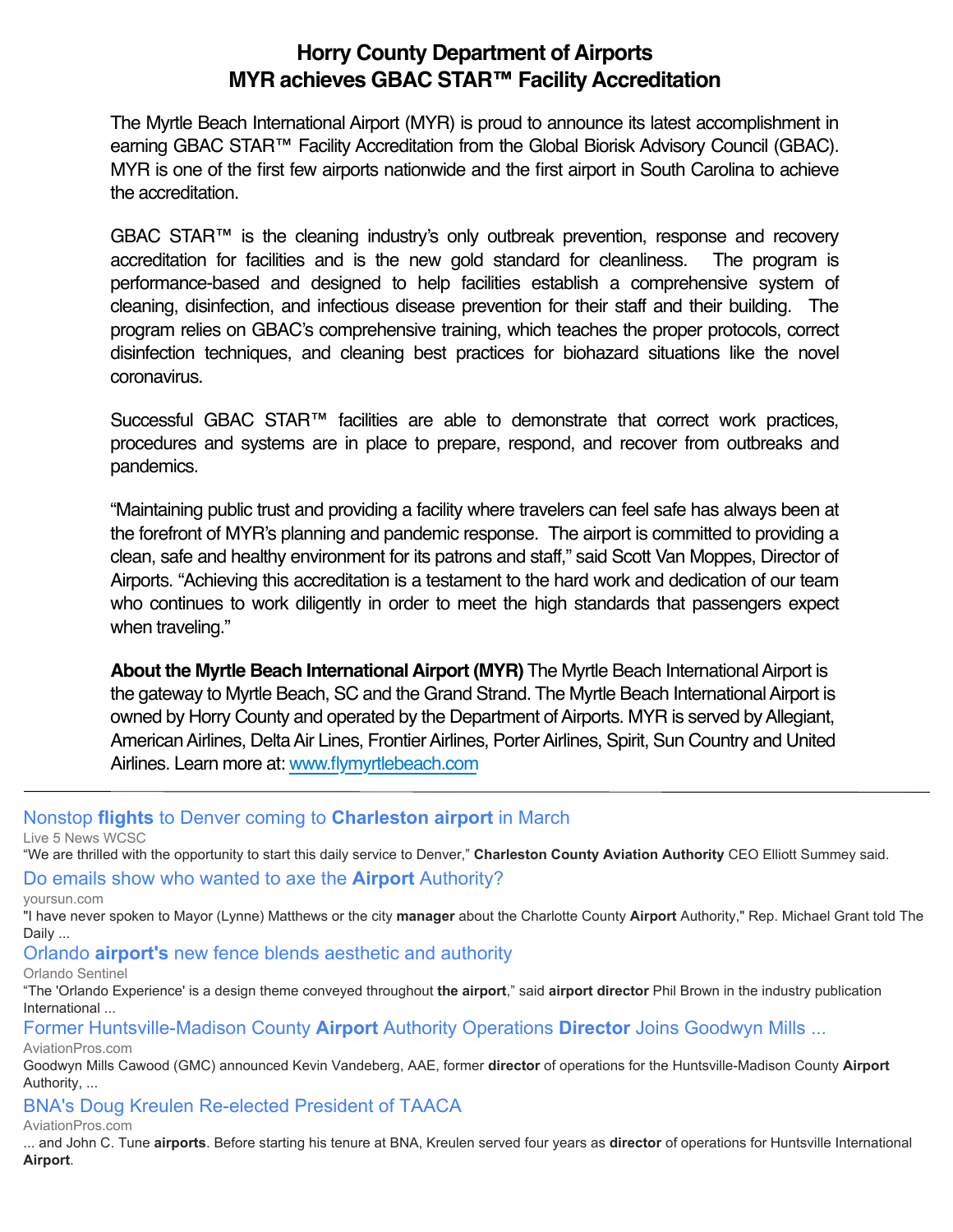# Horry County Department of Airports
# MYR achieves GBAC STAR™ Facility Accreditation

The Myrtle Beach International Airport (MYR) is proud to announce its latest accomplishment in earning GBAC STAR™ Facility Accreditation from the Global Biorisk Advisory Council (GBAC). MYR is one of the first few airports nationwide and the first airport in South Carolina to achieve the accreditation.

GBAC STAR™ is the cleaning industry's only outbreak prevention, response and recovery accreditation for facilities and is the new gold standard for cleanliness. The program is performance-based and designed to help facilities establish a comprehensive system of cleaning, disinfection, and infectious disease prevention for their staff and their building. The program relies on GBAC's comprehensive training, which teaches the proper protocols, correct disinfection techniques, and cleaning best practices for biohazard situations like the novel coronavirus.

Successful GBAC STAR™ facilities are able to demonstrate that correct work practices, procedures and systems are in place to prepare, respond, and recover from outbreaks and pandemics.

"Maintaining public trust and providing a facility where travelers can feel safe has always been at the forefront of MYR's planning and pandemic response. The airport is committed to providing a clean, safe and healthy environment for its patrons and staff," said Scott Van Moppes, Director of Airports. "Achieving this accreditation is a testament to the hard work and dedication of our team who continues to work diligently in order to meet the high standards that passengers expect when traveling."

**About the Myrtle Beach International Airport (MYR)** The Myrtle Beach International Airport is the gateway to Myrtle Beach, SC and the Grand Strand. The Myrtle Beach International Airport is owned by Horry County and operated by the Department of Airports. MYR is served by Allegiant, American Airlines, Delta Air Lines, Frontier Airlines, Porter Airlines, Spirit, Sun Country and United Airlines. Learn more at: www.flymyrtlebeach.com

---

Nonstop **flights** to Denver coming to **Charleston airport** in March

Live 5 News WCSC

"We are thrilled with the opportunity to start this daily service to Denver," **Charleston County Aviation Authority** CEO Elliott Summey said.

Do emails show who wanted to axe the **Airport** Authority?

yoursun.com

"I have never spoken to Mayor (Lynne) Matthews or the city **manager** about the Charlotte County **Airport** Authority," Rep. Michael Grant told The Daily ...

Orlando **airport's** new fence blends aesthetic and authority

Orlando Sentinel

"The 'Orlando Experience' is a design theme conveyed throughout **the airport**," said **airport director** Phil Brown in the industry publication International ...

Former Huntsville-Madison County **Airport** Authority Operations **Director** Joins Goodwyn Mills ...

AviationPros.com

Goodwyn Mills Cawood (GMC) announced Kevin Vandeberg, AAE, former **director** of operations for the Huntsville-Madison County **Airport** Authority, ...

BNA's Doug Kreulen Re-elected President of TAACA

AviationPros.com

... and John C. Tune **airports**. Before starting his tenure at BNA, Kreulen served four years as **director** of operations for Huntsville International **Airport**.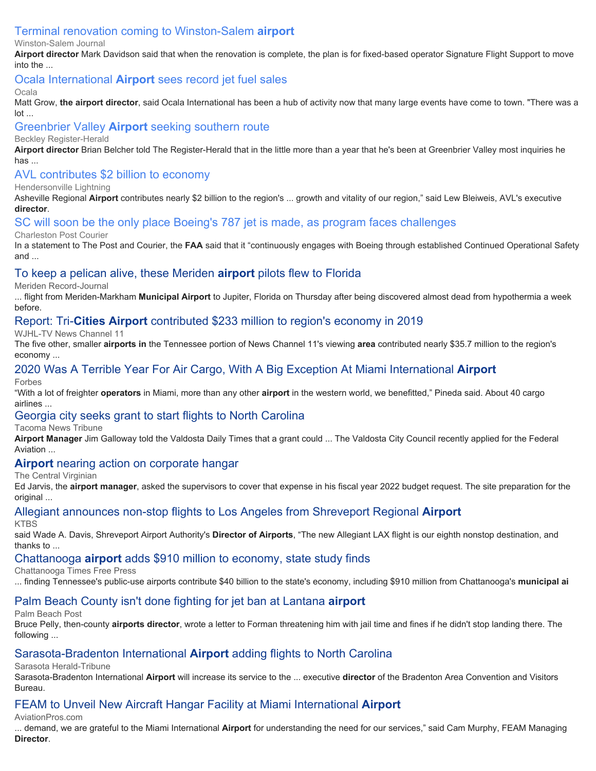## [Terminal renovation coming to Winston-Salem **airport**]

Winston-Salem Journal

**Airport director** Mark Davidson said that when the renovation is complete, the plan is for fixed-based operator Signature Flight Support to move into the ...

## [Ocala International **Airport** sees record jet fuel sales]

Ocala

Matt Grow, **the airport director**, said Ocala International has been a hub of activity now that many large events have come to town. "There was a lot ...

## [Greenbrier Valley **Airport** seeking southern route]

Beckley Register-Herald

**Airport director** Brian Belcher told The Register-Herald that in the little more than a year that he's been at Greenbrier Valley most inquiries he has ...

## [AVL contributes $2 billion to economy]

Hendersonville Lightning

Asheville Regional **Airport** contributes nearly $2 billion to the region's ... growth and vitality of our region," said Lew Bleiweis, AVL's executive **director**.

## [SC will soon be the only place Boeing's 787 jet is made, as program faces challenges]

Charleston Post Courier

In a statement to The Post and Courier, the **FAA** said that it "continuously engages with Boeing through established Continued Operational Safety and ...

## [To keep a pelican alive, these Meriden **airport** pilots flew to Florida]

Meriden Record-Journal

... flight from Meriden-Markham **Municipal Airport** to Jupiter, Florida on Thursday after being discovered almost dead from hypothermia a week before.

## [Report: Tri-**Cities Airport** contributed $233 million to region's economy in 2019]

WJHL-TV News Channel 11

The five other, smaller **airports in** the Tennessee portion of News Channel 11's viewing **area** contributed nearly $35.7 million to the region's economy ...

## [2020 Was A Terrible Year For Air Cargo, With A Big Exception At Miami International **Airport**]

Forbes

"With a lot of freighter **operators** in Miami, more than any other **airport** in the western world, we benefitted," Pineda said. About 40 cargo airlines ...

## [Georgia city seeks grant to start flights to North Carolina]

Tacoma News Tribune

**Airport Manager** Jim Galloway told the Valdosta Daily Times that a grant could ... The Valdosta City Council recently applied for the Federal Aviation ...

## [**Airport** nearing action on corporate hangar]

The Central Virginian

Ed Jarvis, the **airport manager**, asked the supervisors to cover that expense in his fiscal year 2022 budget request. The site preparation for the original ...

## [Allegiant announces non-stop flights to Los Angeles from Shreveport Regional **Airport**]

KTBS

said Wade A. Davis, Shreveport Airport Authority's **Director of Airports**, "The new Allegiant LAX flight is our eighth nonstop destination, and thanks to ...

## [Chattanooga **airport** adds $910 million to economy, state study finds]

Chattanooga Times Free Press

... finding Tennessee's public-use airports contribute $40 billion to the state's economy, including $910 million from Chattanooga's **municipal ai**

## [Palm Beach County isn't done fighting for jet ban at Lantana **airport**]

Palm Beach Post

Bruce Pelly, then-county **airports director**, wrote a letter to Forman threatening him with jail time and fines if he didn't stop landing there. The following ...

## [Sarasota-Bradenton International **Airport** adding flights to North Carolina]

Sarasota Herald-Tribune

Sarasota-Bradenton International **Airport** will increase its service to the ... executive **director** of the Bradenton Area Convention and Visitors Bureau.

## [FEAM to Unveil New Aircraft Hangar Facility at Miami International **Airport**]

AviationPros.com

... demand, we are grateful to the Miami International **Airport** for understanding the need for our services," said Cam Murphy, FEAM Managing **Director**.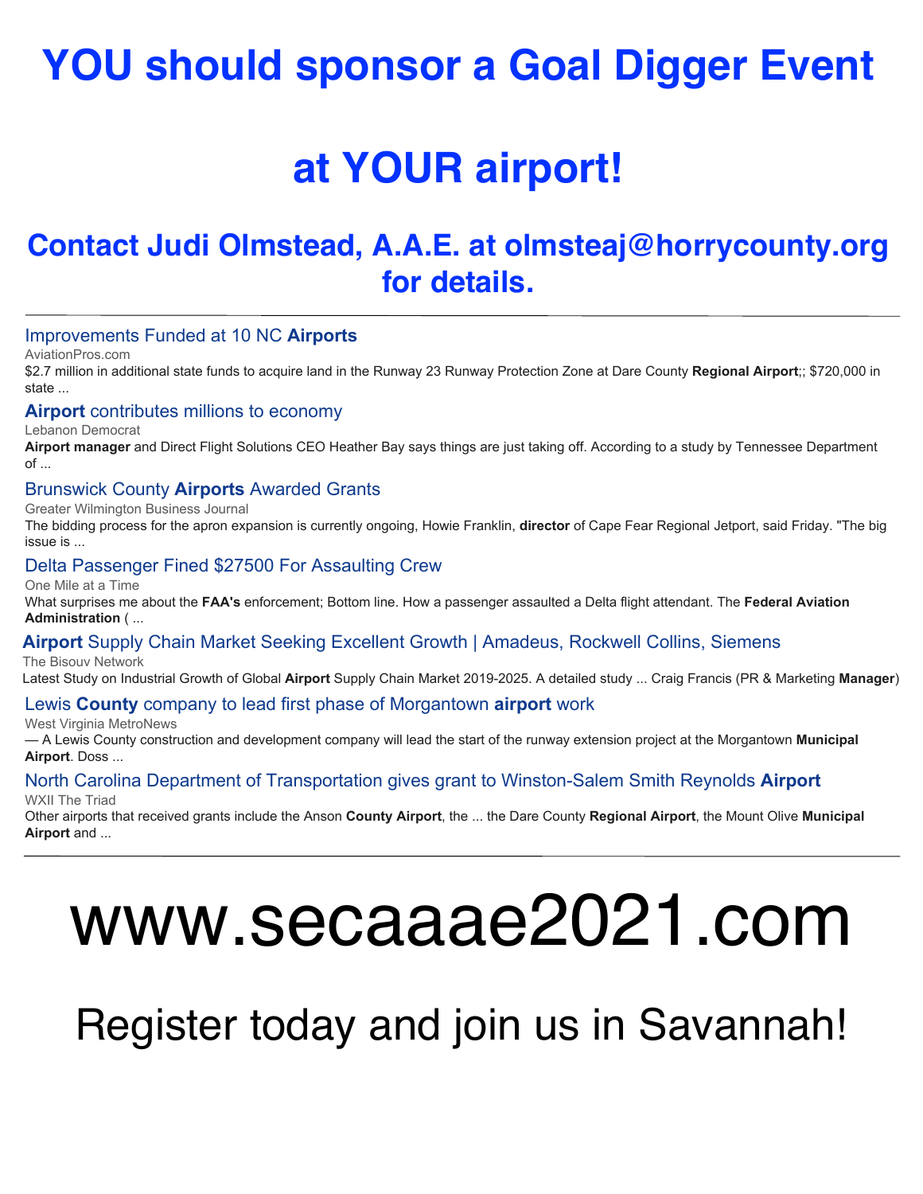# YOU should sponsor a Goal Digger Event

# at YOUR airport!

## Contact Judi Olmstead, A.A.E. at olmsteaj@horrycounty.org for details.

---

### Improvements Funded at 10 NC **Airports**

AviationPros.com

$2.7 million in additional state funds to acquire land in the Runway 23 Runway Protection Zone at Dare County **Regional Airport**;; $720,000 in state ...

### **Airport** contributes millions to economy

Lebanon Democrat

**Airport manager** and Direct Flight Solutions CEO Heather Bay says things are just taking off. According to a study by Tennessee Department of ...

### Brunswick County **Airports** Awarded Grants

Greater Wilmington Business Journal

The bidding process for the apron expansion is currently ongoing, Howie Franklin, **director** of Cape Fear Regional Jetport, said Friday. "The big issue is ...

### Delta Passenger Fined $27500 For Assaulting Crew

One Mile at a Time

What surprises me about the **FAA's** enforcement; Bottom line. How a passenger assaulted a Delta flight attendant. The **Federal Aviation Administration** ( ...

### **Airport** Supply Chain Market Seeking Excellent Growth | Amadeus, Rockwell Collins, Siemens

The Bisouv Network

Latest Study on Industrial Growth of Global **Airport** Supply Chain Market 2019-2025. A detailed study ... Craig Francis (PR & Marketing **Manager**)

### Lewis **County** company to lead first phase of Morgantown **airport** work

West Virginia MetroNews

— A Lewis County construction and development company will lead the start of the runway extension project at the Morgantown **Municipal Airport**. Doss ...

### North Carolina Department of Transportation gives grant to Winston-Salem Smith Reynolds **Airport**

WXII The Triad

Other airports that received grants include the Anson **County Airport**, the ... the Dare County **Regional Airport**, the Mount Olive **Municipal Airport** and ...

---

# www.secaaae2021.com

## Register today and join us in Savannah!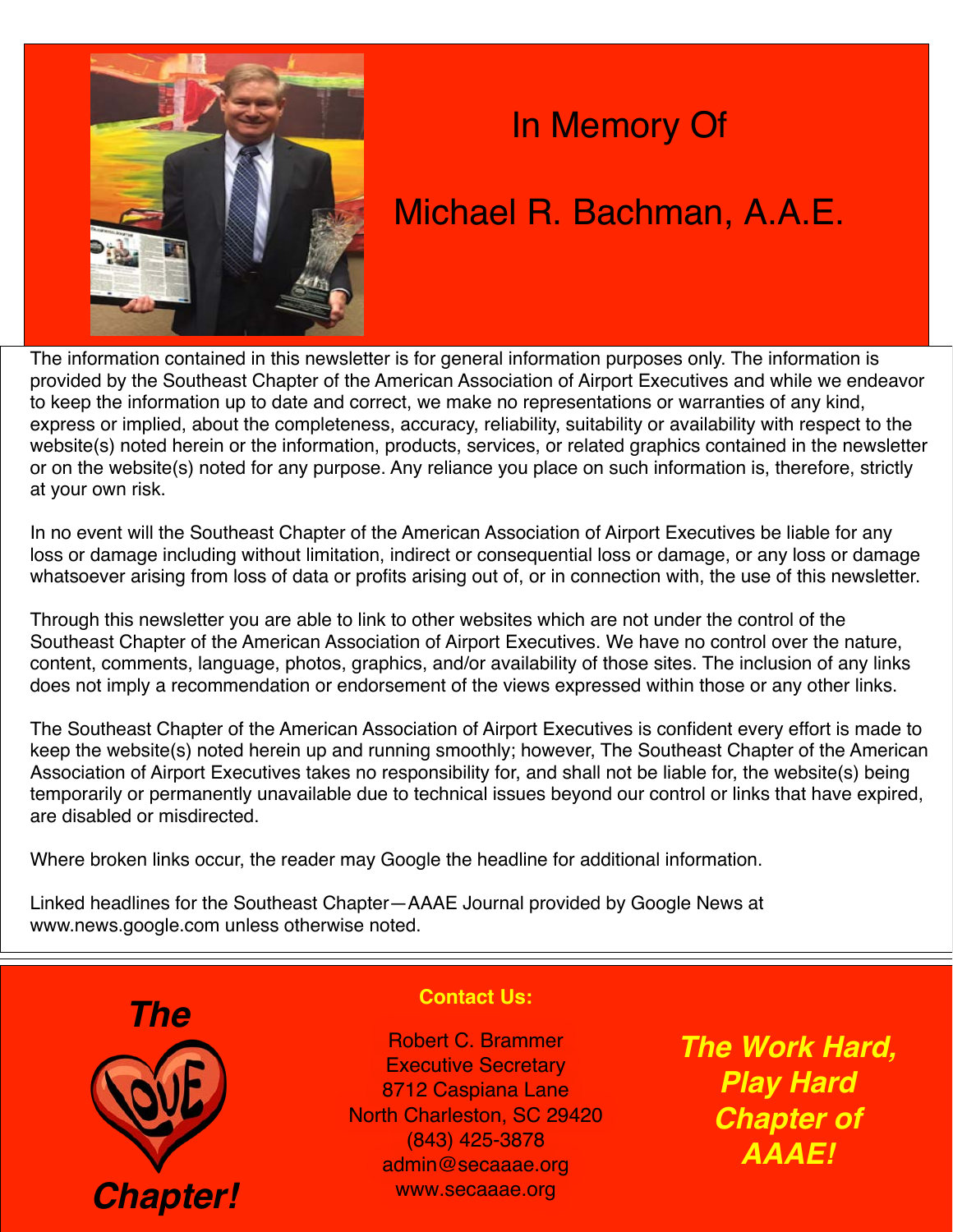# In Memory Of

# Michael R. Bachman, A.A.E.

The information contained in this newsletter is for general information purposes only. The information is provided by the Southeast Chapter of the American Association of Airport Executives and while we endeavor to keep the information up to date and correct, we make no representations or warranties of any kind, express or implied, about the completeness, accuracy, reliability, suitability or availability with respect to the website(s) noted herein or the information, products, services, or related graphics contained in the newsletter or on the website(s) noted for any purpose. Any reliance you place on such information is, therefore, strictly at your own risk.

In no event will the Southeast Chapter of the American Association of Airport Executives be liable for any loss or damage including without limitation, indirect or consequential loss or damage, or any loss or damage whatsoever arising from loss of data or profits arising out of, or in connection with, the use of this newsletter.

Through this newsletter you are able to link to other websites which are not under the control of the Southeast Chapter of the American Association of Airport Executives. We have no control over the nature, content, comments, language, photos, graphics, and/or availability of those sites. The inclusion of any links does not imply a recommendation or endorsement of the views expressed within those or any other links.

The Southeast Chapter of the American Association of Airport Executives is confident every effort is made to keep the website(s) noted herein up and running smoothly; however, The Southeast Chapter of the American Association of Airport Executives takes no responsibility for, and shall not be liable for, the website(s) being temporarily or permanently unavailable due to technical issues beyond our control or links that have expired, are disabled or misdirected.

Where broken links occur, the reader may Google the headline for additional information.

Linked headlines for the Southeast Chapter—AAAE Journal provided by Google News at www.news.google.com unless otherwise noted.

***The LOVE Chapter!***

**Contact Us:**

Robert C. Brammer
Executive Secretary
8712 Caspiana Lane
North Charleston, SC 29420
(843) 425-3878
admin@secaaae.org
www.secaaae.org

***The Work Hard, Play Hard Chapter of AAAE!***